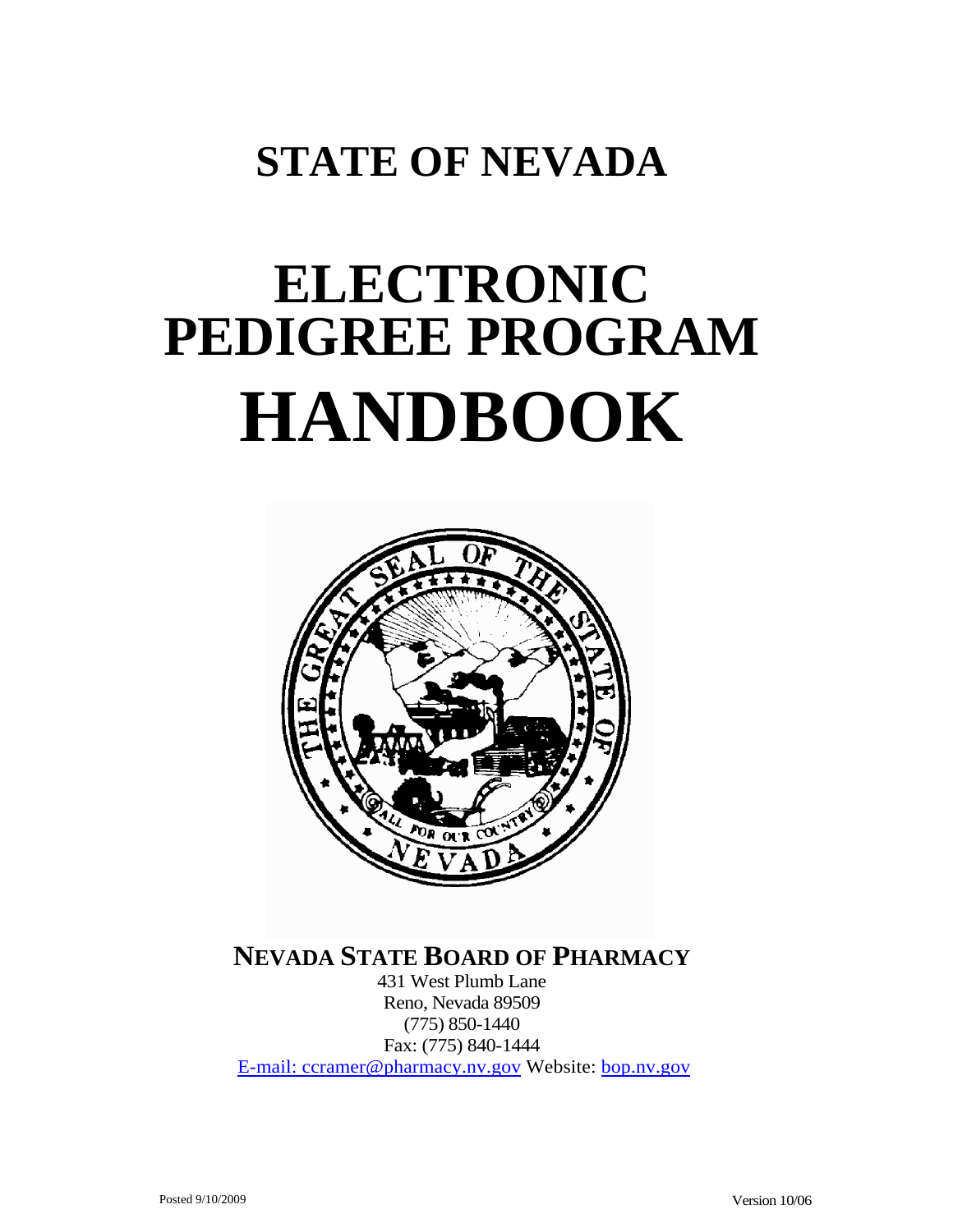# STATE OF NEVADA

# ELECTRONIC PEDIGREE PROGRAM HANDBOOK

**NEVADA STATE BOARD OF PHARMACY**

431 West Plumb Lane
Reno, Nevada 89509
(775) 850-1440
Fax: (775) 840-1444
E-mail: ccramer@pharmacy.nv.gov Website: bop.nv.gov

Posted 9/10/2009

Version 10/06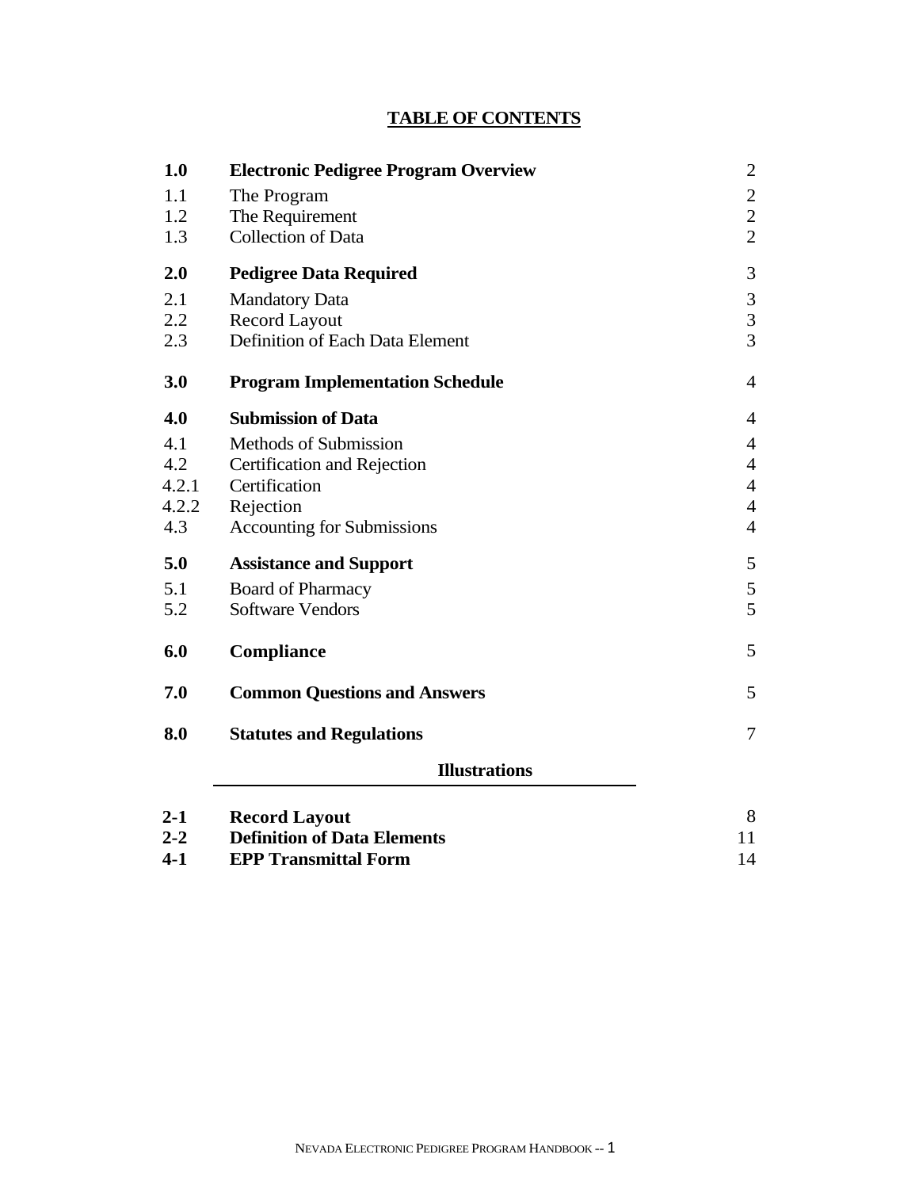## TABLE OF CONTENTS

| | | |
|---|---|---|
| **1.0** | **Electronic Pedigree Program Overview** | 2 |
| 1.1 | The Program | 2 |
| 1.2 | The Requirement | 2 |
| 1.3 | Collection of Data | 2 |
| **2.0** | **Pedigree Data Required** | 3 |
| 2.1 | Mandatory Data | 3 |
| 2.2 | Record Layout | 3 |
| 2.3 | Definition of Each Data Element | 3 |
| **3.0** | **Program Implementation Schedule** | 4 |
| **4.0** | **Submission of Data** | 4 |
| 4.1 | Methods of Submission | 4 |
| 4.2 | Certification and Rejection | 4 |
| 4.2.1 | Certification | 4 |
| 4.2.2 | Rejection | 4 |
| 4.3 | Accounting for Submissions | 4 |
| **5.0** | **Assistance and Support** | 5 |
| 5.1 | Board of Pharmacy | 5 |
| 5.2 | Software Vendors | 5 |
| **6.0** | **Compliance** | 5 |
| **7.0** | **Common Questions and Answers** | 5 |
| **8.0** | **Statutes and Regulations** | 7 |
| | **Illustrations** | |
| **2-1** | **Record Layout** | 8 |
| **2-2** | **Definition of Data Elements** | 11 |
| **4-1** | **EPP Transmittal Form** | 14 |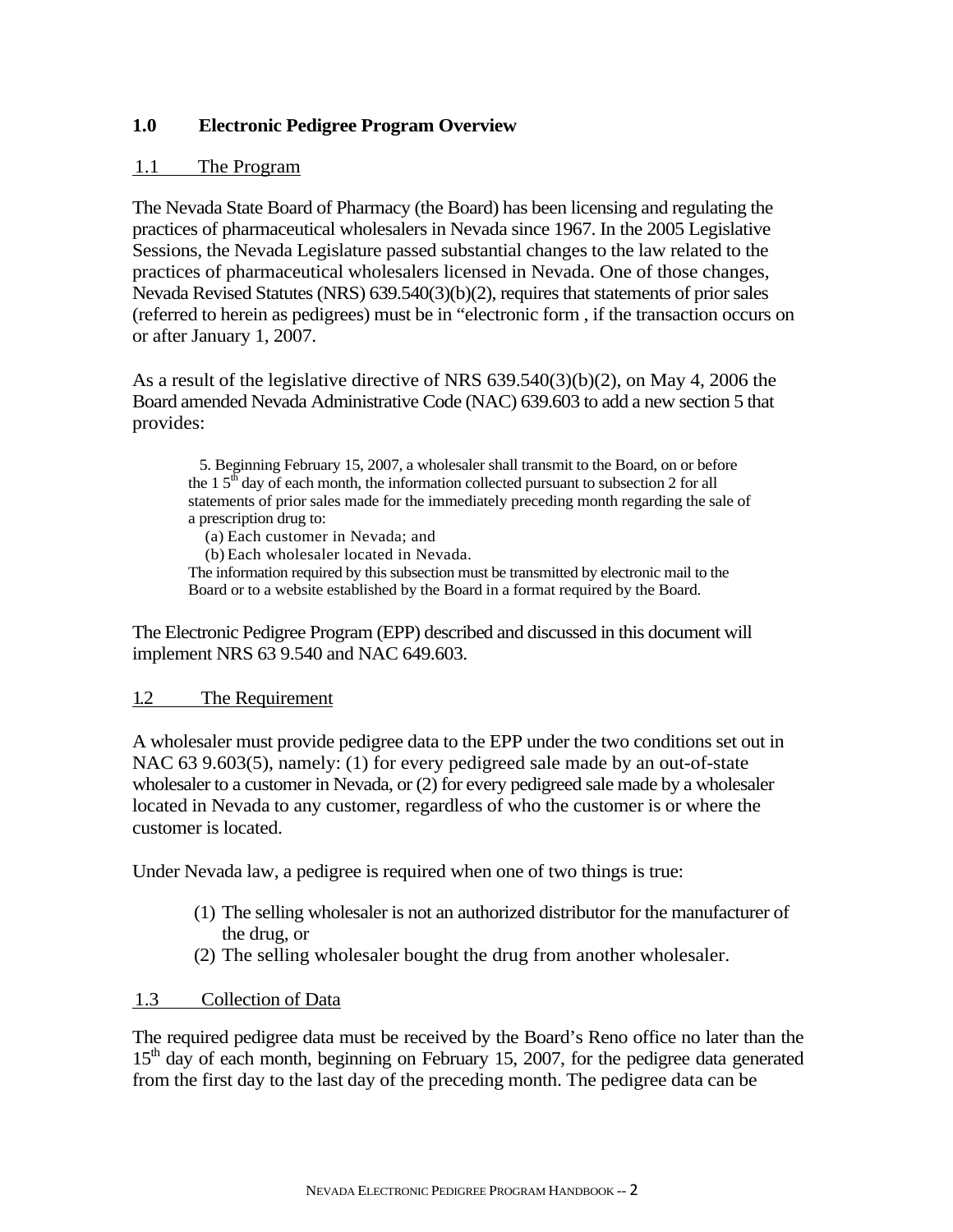## 1.0 Electronic Pedigree Program Overview

### 1.1 The Program

The Nevada State Board of Pharmacy (the Board) has been licensing and regulating the practices of pharmaceutical wholesalers in Nevada since 1967. In the 2005 Legislative Sessions, the Nevada Legislature passed substantial changes to the law related to the practices of pharmaceutical wholesalers licensed in Nevada. One of those changes, Nevada Revised Statutes (NRS) 639.540(3)(b)(2), requires that statements of prior sales (referred to herein as pedigrees) must be in "electronic form , if the transaction occurs on or after January 1, 2007.

As a result of the legislative directive of NRS 639.540(3)(b)(2), on May 4, 2006 the Board amended Nevada Administrative Code (NAC) 639.603 to add a new section 5 that provides:

> 5. Beginning February 15, 2007, a wholesaler shall transmit to the Board, on or before the 1 5th day of each month, the information collected pursuant to subsection 2 for all statements of prior sales made for the immediately preceding month regarding the sale of a prescription drug to:
>
> (a) Each customer in Nevada; and
>
> (b) Each wholesaler located in Nevada.
>
> The information required by this subsection must be transmitted by electronic mail to the Board or to a website established by the Board in a format required by the Board.

The Electronic Pedigree Program (EPP) described and discussed in this document will implement NRS 63 9.540 and NAC 649.603.

### 1.2 The Requirement

A wholesaler must provide pedigree data to the EPP under the two conditions set out in NAC 63 9.603(5), namely: (1) for every pedigreed sale made by an out-of-state wholesaler to a customer in Nevada, or (2) for every pedigreed sale made by a wholesaler located in Nevada to any customer, regardless of who the customer is or where the customer is located.

Under Nevada law, a pedigree is required when one of two things is true:

(1) The selling wholesaler is not an authorized distributor for the manufacturer of the drug, or

(2) The selling wholesaler bought the drug from another wholesaler.

### 1.3 Collection of Data

The required pedigree data must be received by the Board's Reno office no later than the 15th day of each month, beginning on February 15, 2007, for the pedigree data generated from the first day to the last day of the preceding month. The pedigree data can be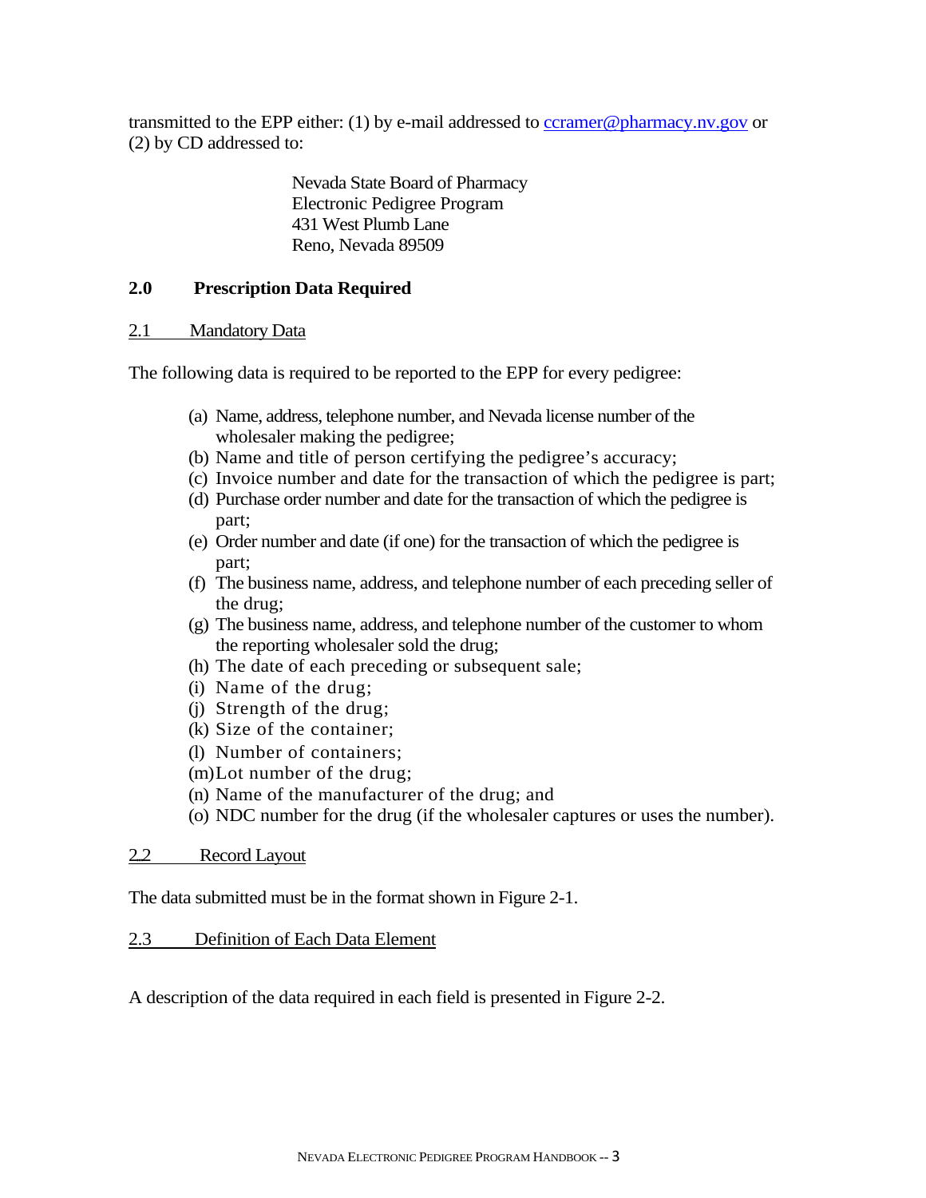transmitted to the EPP either: (1) by e-mail addressed to ccramer@pharmacy.nv.gov or (2) by CD addressed to:

> Nevada State Board of Pharmacy
> Electronic Pedigree Program
> 431 West Plumb Lane
> Reno, Nevada 89509

## 2.0 Prescription Data Required

### 2.1 Mandatory Data

The following data is required to be reported to the EPP for every pedigree:

(a) Name, address, telephone number, and Nevada license number of the wholesaler making the pedigree;
(b) Name and title of person certifying the pedigree's accuracy;
(c) Invoice number and date for the transaction of which the pedigree is part;
(d) Purchase order number and date for the transaction of which the pedigree is part;
(e) Order number and date (if one) for the transaction of which the pedigree is part;
(f) The business name, address, and telephone number of each preceding seller of the drug;
(g) The business name, address, and telephone number of the customer to whom the reporting wholesaler sold the drug;
(h) The date of each preceding or subsequent sale;
(i) Name of the drug;
(j) Strength of the drug;
(k) Size of the container;
(l) Number of containers;
(m) Lot number of the drug;
(n) Name of the manufacturer of the drug; and
(o) NDC number for the drug (if the wholesaler captures or uses the number).

### 2.2 Record Layout

The data submitted must be in the format shown in Figure 2-1.

### 2.3 Definition of Each Data Element

A description of the data required in each field is presented in Figure 2-2.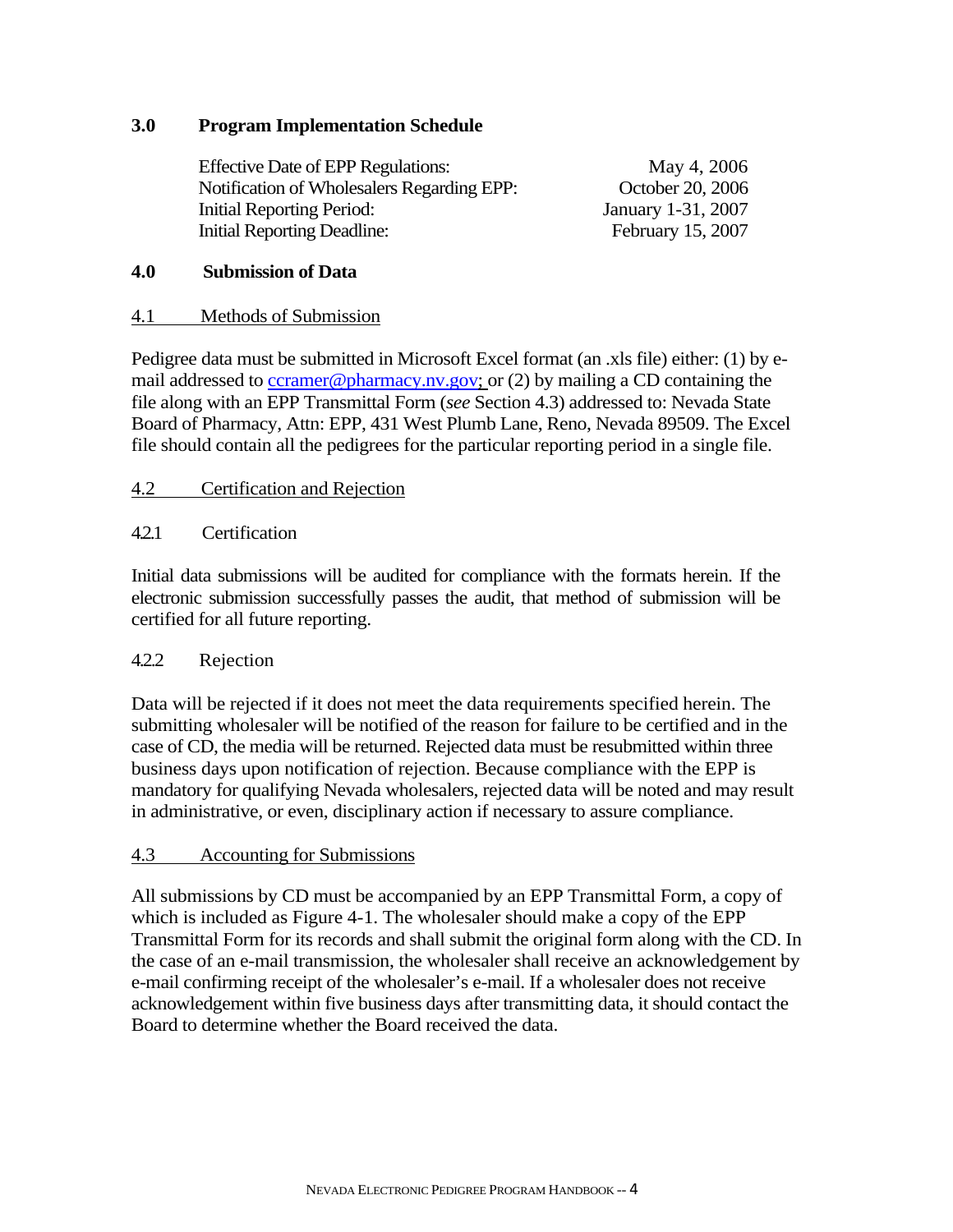## 3.0 Program Implementation Schedule

| | |
|---|---|
| Effective Date of EPP Regulations: | May 4, 2006 |
| Notification of Wholesalers Regarding EPP: | October 20, 2006 |
| Initial Reporting Period: | January 1-31, 2007 |
| Initial Reporting Deadline: | February 15, 2007 |

## 4.0 Submission of Data

### 4.1 Methods of Submission

Pedigree data must be submitted in Microsoft Excel format (an .xls file) either: (1) by e-mail addressed to ccramer@pharmacy.nv.gov; or (2) by mailing a CD containing the file along with an EPP Transmittal Form (*see* Section 4.3) addressed to: Nevada State Board of Pharmacy, Attn: EPP, 431 West Plumb Lane, Reno, Nevada 89509. The Excel file should contain all the pedigrees for the particular reporting period in a single file.

### 4.2 Certification and Rejection

#### 4.2.1 Certification

Initial data submissions will be audited for compliance with the formats herein. If the electronic submission successfully passes the audit, that method of submission will be certified for all future reporting.

#### 4.2.2 Rejection

Data will be rejected if it does not meet the data requirements specified herein. The submitting wholesaler will be notified of the reason for failure to be certified and in the case of CD, the media will be returned. Rejected data must be resubmitted within three business days upon notification of rejection. Because compliance with the EPP is mandatory for qualifying Nevada wholesalers, rejected data will be noted and may result in administrative, or even, disciplinary action if necessary to assure compliance.

### 4.3 Accounting for Submissions

All submissions by CD must be accompanied by an EPP Transmittal Form, a copy of which is included as Figure 4-1. The wholesaler should make a copy of the EPP Transmittal Form for its records and shall submit the original form along with the CD. In the case of an e-mail transmission, the wholesaler shall receive an acknowledgement by e-mail confirming receipt of the wholesaler's e-mail. If a wholesaler does not receive acknowledgement within five business days after transmitting data, it should contact the Board to determine whether the Board received the data.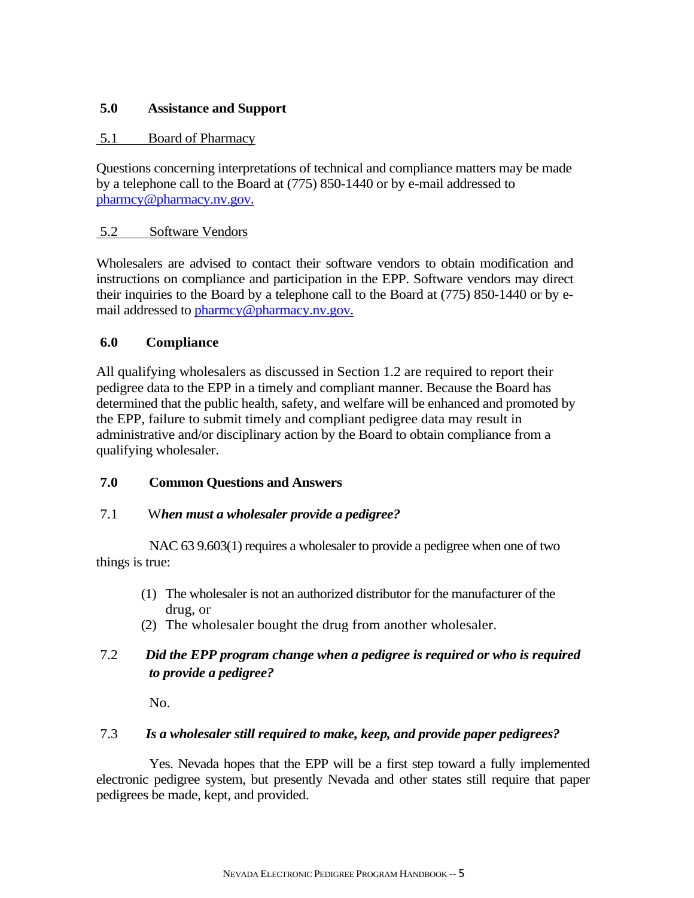## 5.0 Assistance and Support

### 5.1 Board of Pharmacy

Questions concerning interpretations of technical and compliance matters may be made by a telephone call to the Board at (775) 850-1440 or by e-mail addressed to pharmcy@pharmacy.nv.gov.

### 5.2 Software Vendors

Wholesalers are advised to contact their software vendors to obtain modification and instructions on compliance and participation in the EPP. Software vendors may direct their inquiries to the Board by a telephone call to the Board at (775) 850-1440 or by e-mail addressed to pharmcy@pharmacy.nv.gov.

## 6.0 Compliance

All qualifying wholesalers as discussed in Section 1.2 are required to report their pedigree data to the EPP in a timely and compliant manner. Because the Board has determined that the public health, safety, and welfare will be enhanced and promoted by the EPP, failure to submit timely and compliant pedigree data may result in administrative and/or disciplinary action by the Board to obtain compliance from a qualifying wholesaler.

## 7.0 Common Questions and Answers

### 7.1 *When must a wholesaler provide a pedigree?*

NAC 63 9.603(1) requires a wholesaler to provide a pedigree when one of two things is true:

(1) The wholesaler is not an authorized distributor for the manufacturer of the drug, or
(2) The wholesaler bought the drug from another wholesaler.

### 7.2 *Did the EPP program change when a pedigree is required or who is required to provide a pedigree?*

No.

### 7.3 *Is a wholesaler still required to make, keep, and provide paper pedigrees?*

Yes. Nevada hopes that the EPP will be a first step toward a fully implemented electronic pedigree system, but presently Nevada and other states still require that paper pedigrees be made, kept, and provided.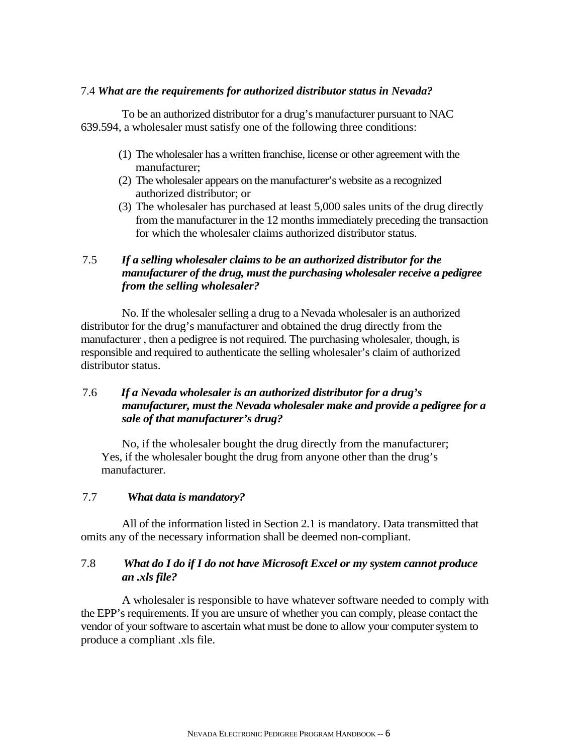7.4 ***What are the requirements for authorized distributor status in Nevada?***

To be an authorized distributor for a drug's manufacturer pursuant to NAC 639.594, a wholesaler must satisfy one of the following three conditions:

(1) The wholesaler has a written franchise, license or other agreement with the manufacturer;

(2) The wholesaler appears on the manufacturer's website as a recognized authorized distributor; or

(3) The wholesaler has purchased at least 5,000 sales units of the drug directly from the manufacturer in the 12 months immediately preceding the transaction for which the wholesaler claims authorized distributor status.

7.5 ***If a selling wholesaler claims to be an authorized distributor for the manufacturer of the drug, must the purchasing wholesaler receive a pedigree from the selling wholesaler?***

No. If the wholesaler selling a drug to a Nevada wholesaler is an authorized distributor for the drug's manufacturer and obtained the drug directly from the manufacturer , then a pedigree is not required. The purchasing wholesaler, though, is responsible and required to authenticate the selling wholesaler's claim of authorized distributor status.

7.6 ***If a Nevada wholesaler is an authorized distributor for a drug's manufacturer, must the Nevada wholesaler make and provide a pedigree for a sale of that manufacturer's drug?***

No, if the wholesaler bought the drug directly from the manufacturer; Yes, if the wholesaler bought the drug from anyone other than the drug's manufacturer.

7.7 ***What data is mandatory?***

All of the information listed in Section 2.1 is mandatory. Data transmitted that omits any of the necessary information shall be deemed non-compliant.

7.8 ***What do I do if I do not have Microsoft Excel or my system cannot produce an .xls file?***

A wholesaler is responsible to have whatever software needed to comply with the EPP's requirements. If you are unsure of whether you can comply, please contact the vendor of your software to ascertain what must be done to allow your computer system to produce a compliant .xls file.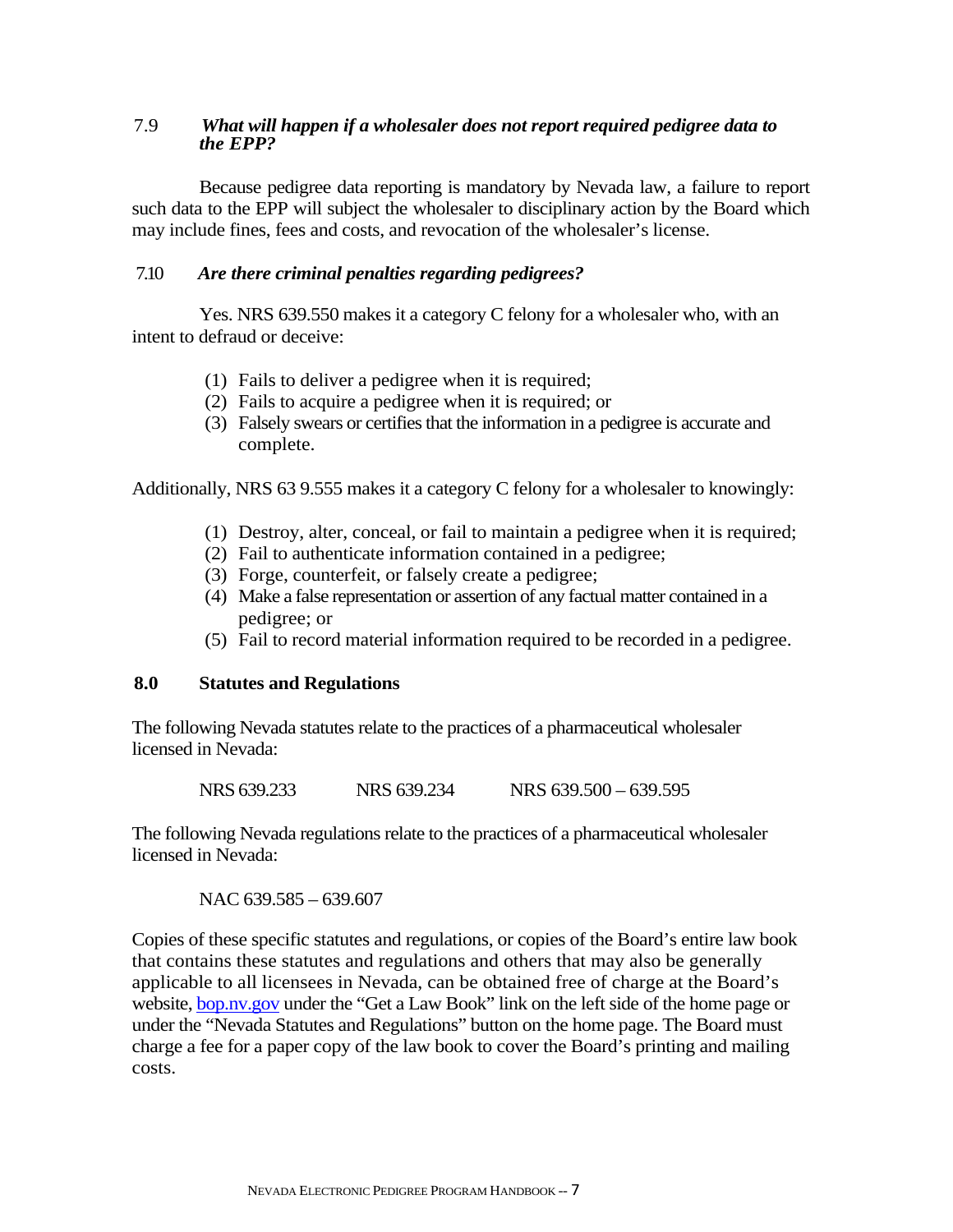### 7.9 *What will happen if a wholesaler does not report required pedigree data to the EPP?*

Because pedigree data reporting is mandatory by Nevada law, a failure to report such data to the EPP will subject the wholesaler to disciplinary action by the Board which may include fines, fees and costs, and revocation of the wholesaler's license.

### 7.10 *Are there criminal penalties regarding pedigrees?*

Yes. NRS 639.550 makes it a category C felony for a wholesaler who, with an intent to defraud or deceive:

(1) Fails to deliver a pedigree when it is required;
(2) Fails to acquire a pedigree when it is required; or
(3) Falsely swears or certifies that the information in a pedigree is accurate and complete.

Additionally, NRS 63 9.555 makes it a category C felony for a wholesaler to knowingly:

(1) Destroy, alter, conceal, or fail to maintain a pedigree when it is required;
(2) Fail to authenticate information contained in a pedigree;
(3) Forge, counterfeit, or falsely create a pedigree;
(4) Make a false representation or assertion of any factual matter contained in a pedigree; or
(5) Fail to record material information required to be recorded in a pedigree.

## 8.0 Statutes and Regulations

The following Nevada statutes relate to the practices of a pharmaceutical wholesaler licensed in Nevada:

NRS 639.233 NRS 639.234 NRS 639.500 – 639.595

The following Nevada regulations relate to the practices of a pharmaceutical wholesaler licensed in Nevada:

NAC 639.585 – 639.607

Copies of these specific statutes and regulations, or copies of the Board's entire law book that contains these statutes and regulations and others that may also be generally applicable to all licensees in Nevada, can be obtained free of charge at the Board's website, bop.nv.gov under the "Get a Law Book" link on the left side of the home page or under the "Nevada Statutes and Regulations" button on the home page. The Board must charge a fee for a paper copy of the law book to cover the Board's printing and mailing costs.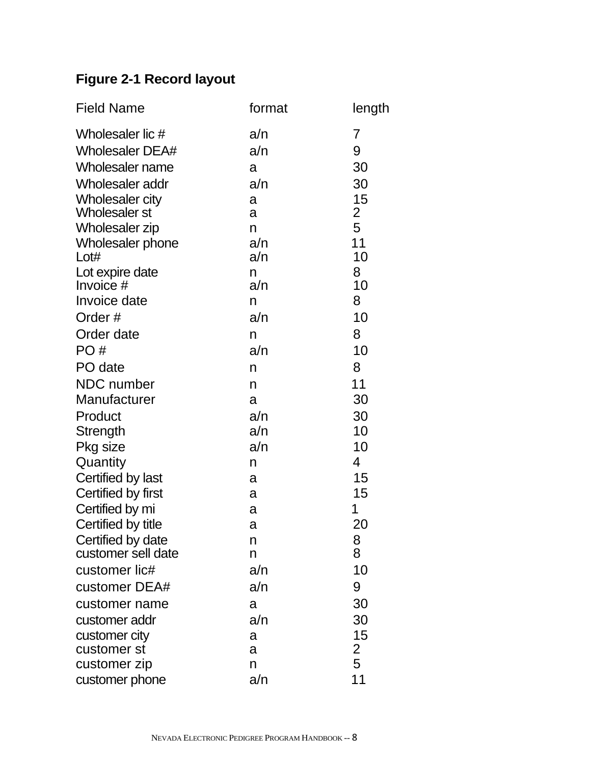**Figure 2-1 Record layout**

| Field Name | format | length |
|---|---|---|
| Wholesaler lic # | a/n | 7 |
| Wholesaler DEA# | a/n | 9 |
| Wholesaler name | a | 30 |
| Wholesaler addr | a/n | 30 |
| Wholesaler city | a | 15 |
| Wholesaler st | a | 2 |
| Wholesaler zip | n | 5 |
| Wholesaler phone | a/n | 11 |
| Lot# | a/n | 10 |
| Lot expire date | n | 8 |
| Invoice # | a/n | 10 |
| Invoice date | n | 8 |
| Order # | a/n | 10 |
| Order date | n | 8 |
| PO # | a/n | 10 |
| PO date | n | 8 |
| NDC number | n | 11 |
| Manufacturer | a | 30 |
| Product | a/n | 30 |
| Strength | a/n | 10 |
| Pkg size | a/n | 10 |
| Quantity | n | 4 |
| Certified by last | a | 15 |
| Certified by first | a | 15 |
| Certified by mi | a | 1 |
| Certified by title | a | 20 |
| Certified by date | n | 8 |
| customer sell date | n | 8 |
| customer lic# | a/n | 10 |
| customer DEA# | a/n | 9 |
| customer name | a | 30 |
| customer addr | a/n | 30 |
| customer city | a | 15 |
| customer st | a | 2 |
| customer zip | n | 5 |
| customer phone | a/n | 11 |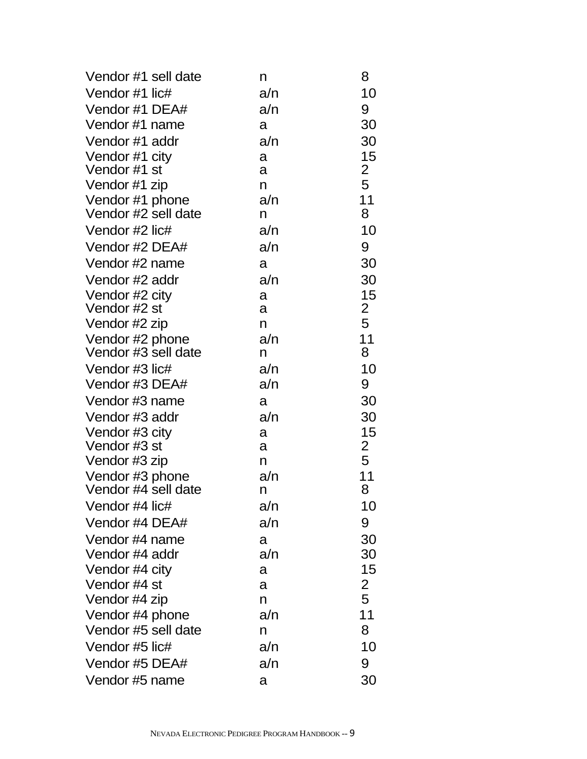| | | |
|---|---|---|
| Vendor #1 sell date | n | 8 |
| Vendor #1 lic# | a/n | 10 |
| Vendor #1 DEA# | a/n | 9 |
| Vendor #1 name | a | 30 |
| Vendor #1 addr | a/n | 30 |
| Vendor #1 city | a | 15 |
| Vendor #1 st | a | 2 |
| Vendor #1 zip | n | 5 |
| Vendor #1 phone | a/n | 11 |
| Vendor #2 sell date | n | 8 |
| Vendor #2 lic# | a/n | 10 |
| Vendor #2 DEA# | a/n | 9 |
| Vendor #2 name | a | 30 |
| Vendor #2 addr | a/n | 30 |
| Vendor #2 city | a | 15 |
| Vendor #2 st | a | 2 |
| Vendor #2 zip | n | 5 |
| Vendor #2 phone | a/n | 11 |
| Vendor #3 sell date | n | 8 |
| Vendor #3 lic# | a/n | 10 |
| Vendor #3 DEA# | a/n | 9 |
| Vendor #3 name | a | 30 |
| Vendor #3 addr | a/n | 30 |
| Vendor #3 city | a | 15 |
| Vendor #3 st | a | 2 |
| Vendor #3 zip | n | 5 |
| Vendor #3 phone | a/n | 11 |
| Vendor #4 sell date | n | 8 |
| Vendor #4 lic# | a/n | 10 |
| Vendor #4 DEA# | a/n | 9 |
| Vendor #4 name | a | 30 |
| Vendor #4 addr | a/n | 30 |
| Vendor #4 city | a | 15 |
| Vendor #4 st | a | 2 |
| Vendor #4 zip | n | 5 |
| Vendor #4 phone | a/n | 11 |
| Vendor #5 sell date | n | 8 |
| Vendor #5 lic# | a/n | 10 |
| Vendor #5 DEA# | a/n | 9 |
| Vendor #5 name | a | 30 |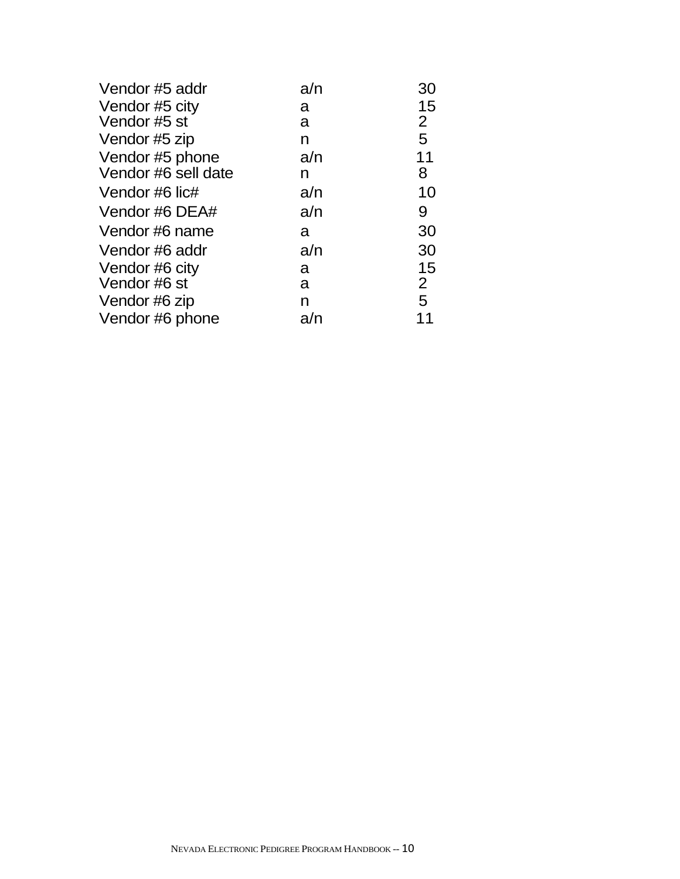| | | |
|---|---|---|
| Vendor #5 addr | a/n | 30 |
| Vendor #5 city | a | 15 |
| Vendor #5 st | a | 2 |
| Vendor #5 zip | n | 5 |
| Vendor #5 phone | a/n | 11 |
| Vendor #6 sell date | n | 8 |
| Vendor #6 lic# | a/n | 10 |
| Vendor #6 DEA# | a/n | 9 |
| Vendor #6 name | a | 30 |
| Vendor #6 addr | a/n | 30 |
| Vendor #6 city | a | 15 |
| Vendor #6 st | a | 2 |
| Vendor #6 zip | n | 5 |
| Vendor #6 phone | a/n | 11 |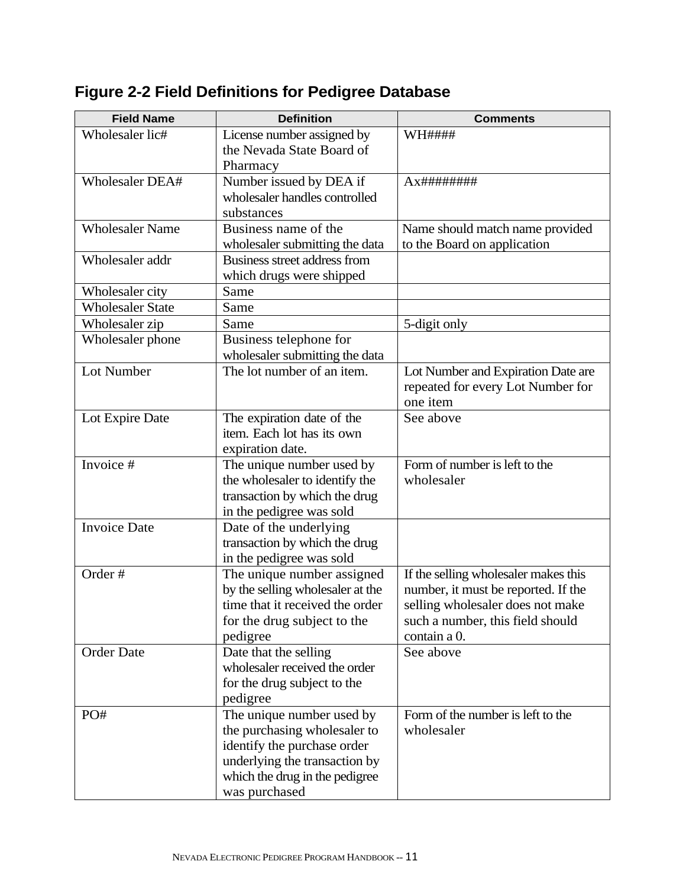## Figure 2-2 Field Definitions for Pedigree Database

| Field Name | Definition | Comments |
|---|---|---|
| Wholesaler lic# | License number assigned by the Nevada State Board of Pharmacy | WH#### |
| Wholesaler DEA# | Number issued by DEA if wholesaler handles controlled substances | Ax######## |
| Wholesaler Name | Business name of the wholesaler submitting the data | Name should match name provided to the Board on application |
| Wholesaler addr | Business street address from which drugs were shipped | |
| Wholesaler city | Same | |
| Wholesaler State | Same | |
| Wholesaler zip | Same | 5-digit only |
| Wholesaler phone | Business telephone for wholesaler submitting the data | |
| Lot Number | The lot number of an item. | Lot Number and Expiration Date are repeated for every Lot Number for one item |
| Lot Expire Date | The expiration date of the item. Each lot has its own expiration date. | See above |
| Invoice # | The unique number used by the wholesaler to identify the transaction by which the drug in the pedigree was sold | Form of number is left to the wholesaler |
| Invoice Date | Date of the underlying transaction by which the drug in the pedigree was sold | |
| Order # | The unique number assigned by the selling wholesaler at the time that it received the order for the drug subject to the pedigree | If the selling wholesaler makes this number, it must be reported. If the selling wholesaler does not make such a number, this field should contain a 0. |
| Order Date | Date that the selling wholesaler received the order for the drug subject to the pedigree | See above |
| PO# | The unique number used by the purchasing wholesaler to identify the purchase order underlying the transaction by which the drug in the pedigree was purchased | Form of the number is left to the wholesaler |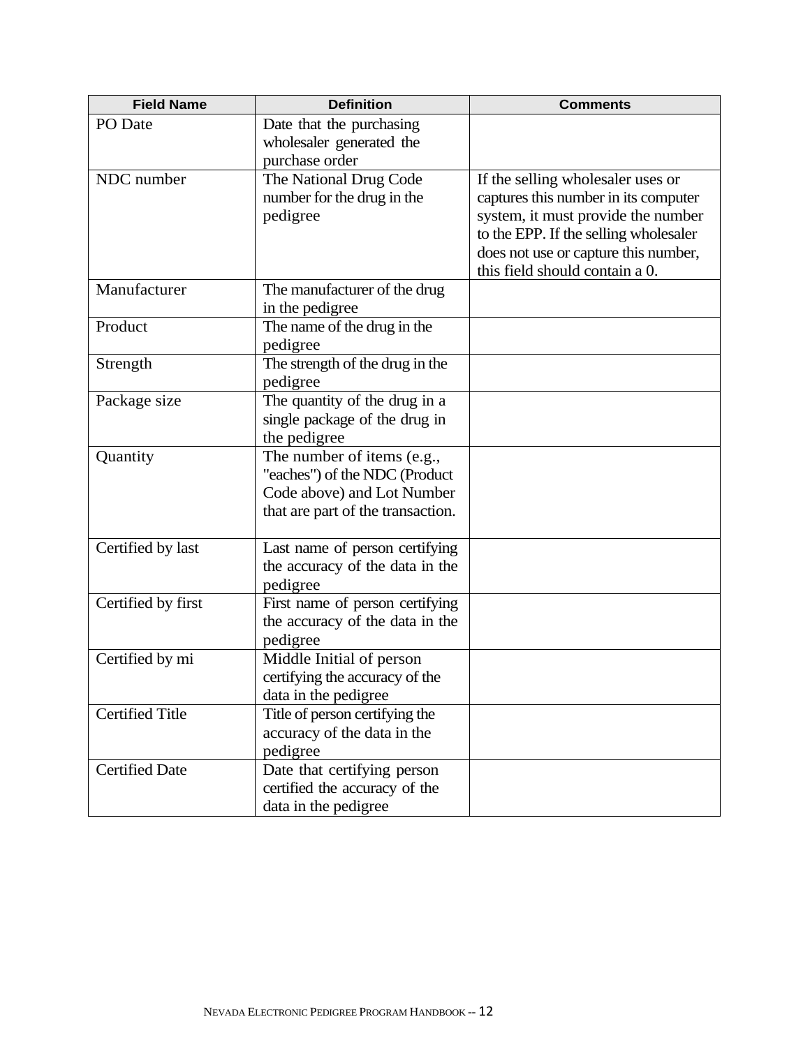| Field Name | Definition | Comments |
| --- | --- | --- |
| PO Date | Date that the purchasing wholesaler generated the purchase order | |
| NDC number | The National Drug Code number for the drug in the pedigree | If the selling wholesaler uses or captures this number in its computer system, it must provide the number to the EPP. If the selling wholesaler does not use or capture this number, this field should contain a 0. |
| Manufacturer | The manufacturer of the drug in the pedigree | |
| Product | The name of the drug in the pedigree | |
| Strength | The strength of the drug in the pedigree | |
| Package size | The quantity of the drug in a single package of the drug in the pedigree | |
| Quantity | The number of items (e.g., "eaches") of the NDC (Product Code above) and Lot Number that are part of the transaction. | |
| Certified by last | Last name of person certifying the accuracy of the data in the pedigree | |
| Certified by first | First name of person certifying the accuracy of the data in the pedigree | |
| Certified by mi | Middle Initial of person certifying the accuracy of the data in the pedigree | |
| Certified Title | Title of person certifying the accuracy of the data in the pedigree | |
| Certified Date | Date that certifying person certified the accuracy of the data in the pedigree | |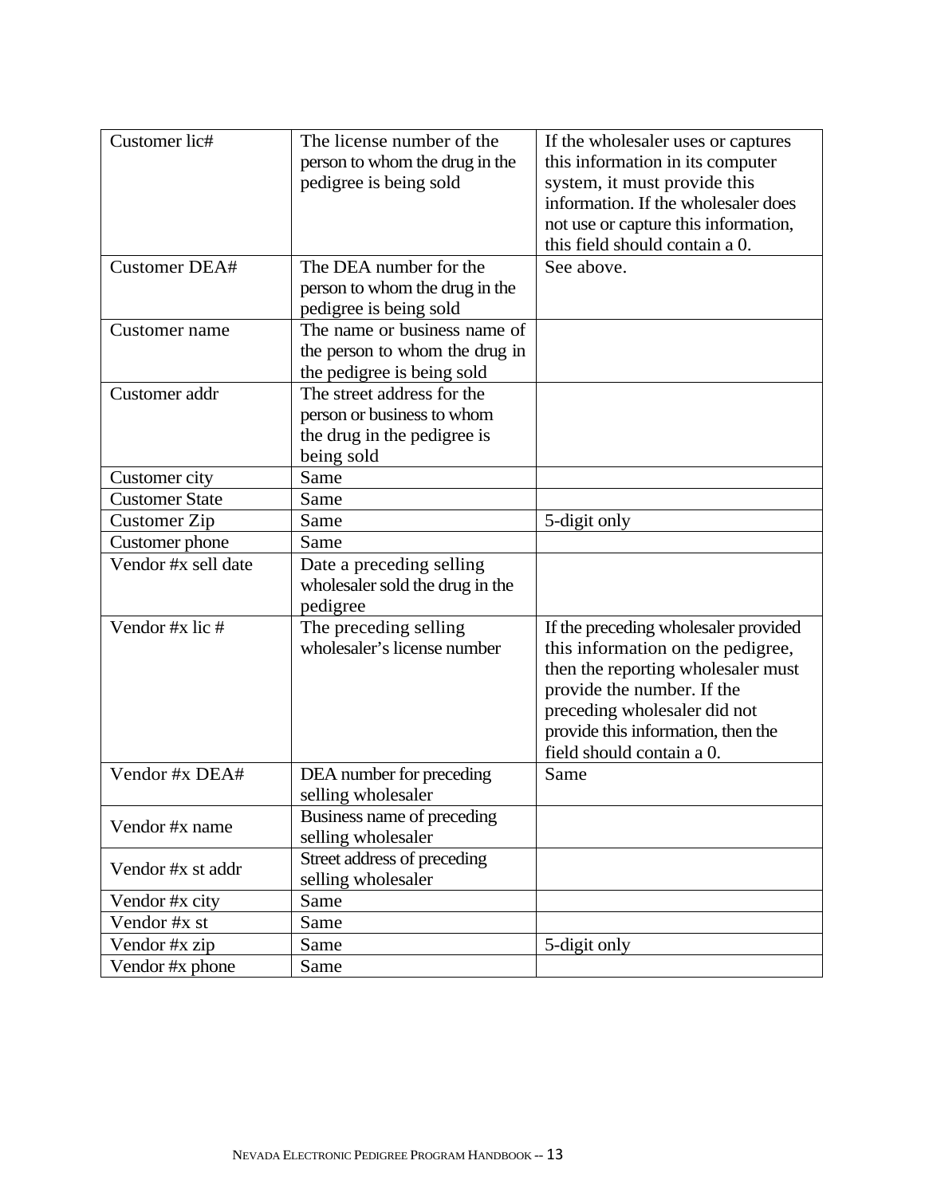| Customer lic# | The license number of the person to whom the drug in the pedigree is being sold | If the wholesaler uses or captures this information in its computer system, it must provide this information. If the wholesaler does not use or capture this information, this field should contain a 0. |
|---|---|---|
| Customer DEA# | The DEA number for the person to whom the drug in the pedigree is being sold | See above. |
| Customer name | The name or business name of the person to whom the drug in the pedigree is being sold | |
| Customer addr | The street address for the person or business to whom the drug in the pedigree is being sold | |
| Customer city | Same | |
| Customer State | Same | |
| Customer Zip | Same | 5-digit only |
| Customer phone | Same | |
| Vendor #x sell date | Date a preceding selling wholesaler sold the drug in the pedigree | |
| Vendor #x lic # | The preceding selling wholesaler's license number | If the preceding wholesaler provided this information on the pedigree, then the reporting wholesaler must provide the number. If the preceding wholesaler did not provide this information, then the field should contain a 0. |
| Vendor #x DEA# | DEA number for preceding selling wholesaler | Same |
| Vendor #x name | Business name of preceding selling wholesaler | |
| Vendor #x st addr | Street address of preceding selling wholesaler | |
| Vendor #x city | Same | |
| Vendor #x st | Same | |
| Vendor #x zip | Same | 5-digit only |
| Vendor #x phone | Same | |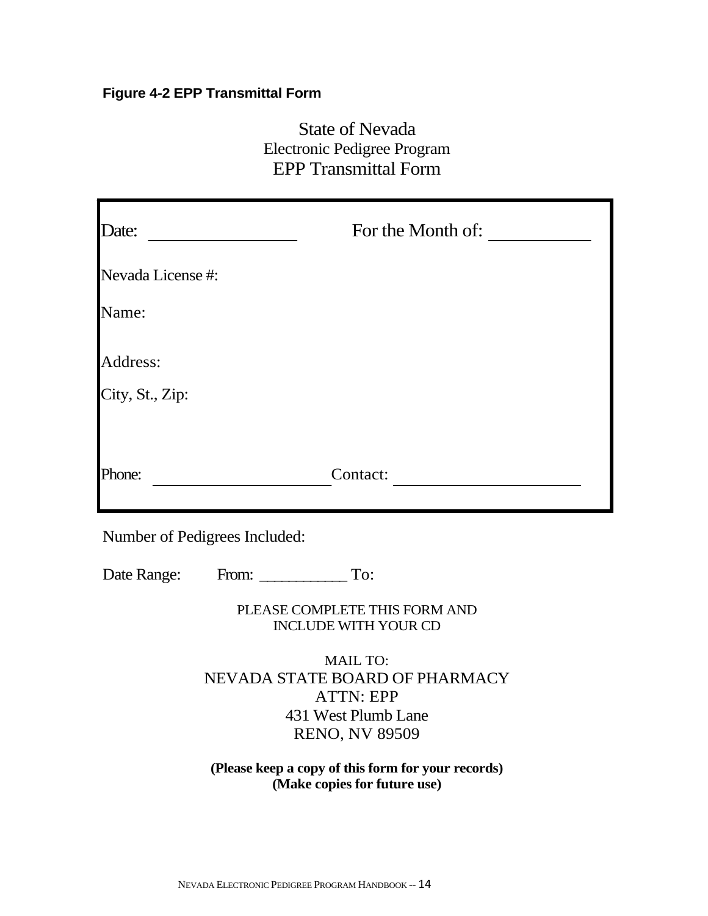**Figure 4-2 EPP Transmittal Form**

State of Nevada
Electronic Pedigree Program
EPP Transmittal Form

Date: ________________ For the Month of: ___________

Nevada License #:

Name:

Address:

City, St., Zip:

Phone: ____________________ Contact: ____________________

Number of Pedigrees Included:

Date Range: From: ___________ To:

PLEASE COMPLETE THIS FORM AND
INCLUDE WITH YOUR CD

MAIL TO:
NEVADA STATE BOARD OF PHARMACY
ATTN: EPP
431 West Plumb Lane
RENO, NV 89509

**(Please keep a copy of this form for your records)**
**(Make copies for future use)**